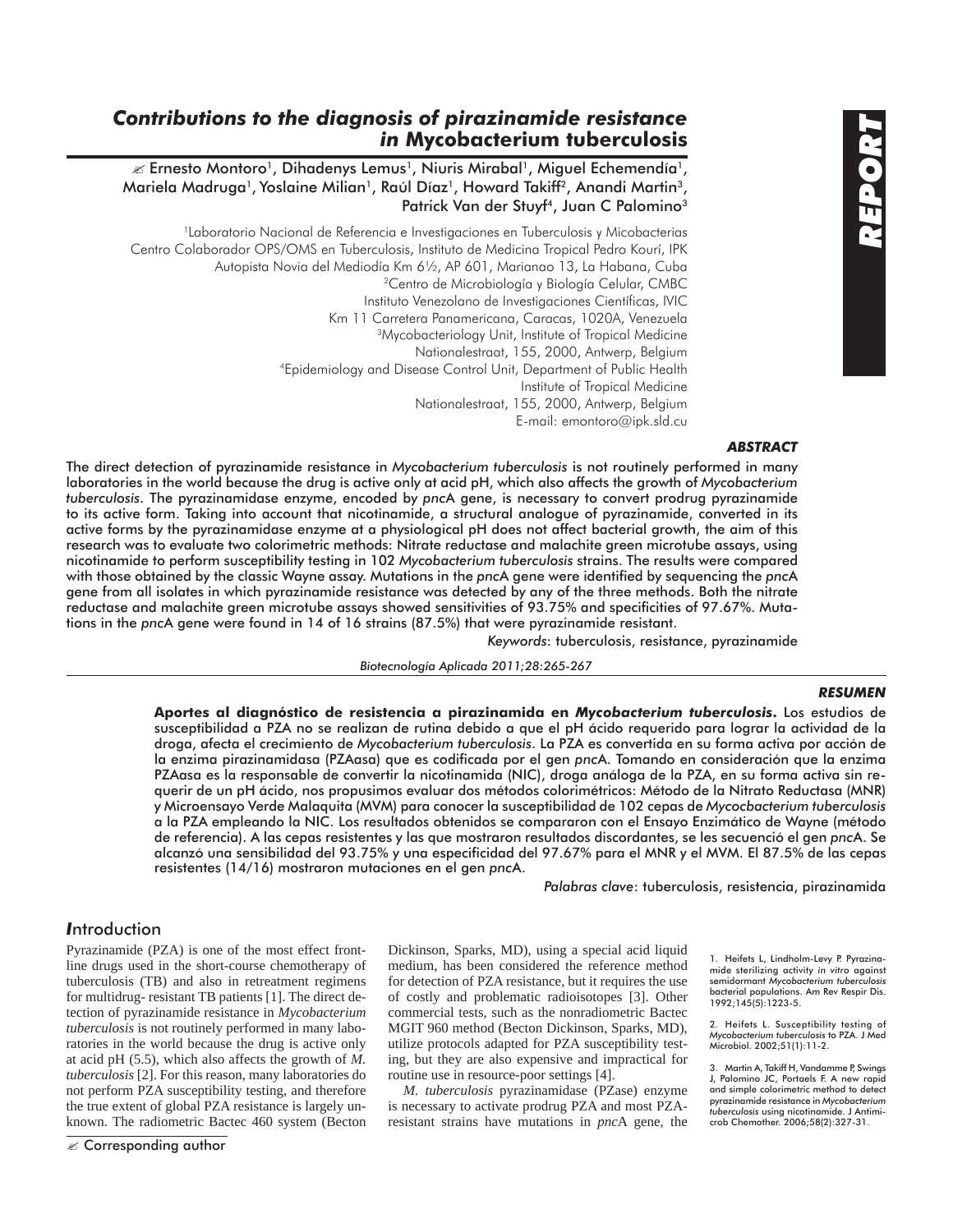REPORT

# *Contributions to the diagnosis of pirazinamide resistance in* Mycobacterium tuberculosis

✍ Ernesto Montoro[1], Dihadenys Lemus[1], Niuris Mirabal[1], Miguel Echemendía[1], Mariela Madruga[1], Yoslaine Milian[1], Raúl Díaz[1], Howard Takiff[2], Anandi Martin[3], Patrick Van der Stuyf[4], Juan C Palomino[3]

[1]Laboratorio Nacional de Referencia e Investigaciones en Tuberculosis y Micobacterias
Centro Colaborador OPS/OMS en Tuberculosis, Instituto de Medicina Tropical Pedro Kourí, IPK
Autopista Novia del Mediodía Km 6½, AP 601, Marianao 13, La Habana, Cuba
[2]Centro de Microbiología y Biología Celular, CMBC
Instituto Venezolano de Investigaciones Científicas, IVIC
Km 11 Carretera Panamericana, Caracas, 1020A, Venezuela
[3]Mycobacteriology Unit, Institute of Tropical Medicine
Nationalestraat, 155, 2000, Antwerp, Belgium
[4]Epidemiology and Disease Control Unit, Department of Public Health
Institute of Tropical Medicine
Nationalestraat, 155, 2000, Antwerp, Belgium
E-mail: emontoro@ipk.sld.cu

### *ABSTRACT*

The direct detection of pyrazinamide resistance in *Mycobacterium tuberculosis* is not routinely performed in many laboratories in the world because the drug is active only at acid pH, which also affects the growth of *Mycobacterium tuberculosis*. The pyrazinamidase enzyme, encoded by *pnc*A gene, is necessary to convert prodrug pyrazinamide to its active form. Taking into account that nicotinamide, a structural analogue of pyrazinamide, converted in its active forms by the pyrazinamidase enzyme at a physiological pH does not affect bacterial growth, the aim of this research was to evaluate two colorimetric methods: Nitrate reductase and malachite green microtube assays, using nicotinamide to perform susceptibility testing in 102 *Mycobacterium tuberculosis* strains. The results were compared with those obtained by the classic Wayne assay. Mutations in the *pnc*A gene were identified by sequencing the *pnc*A gene from all isolates in which pyrazinamide resistance was detected by any of the three methods. Both the nitrate reductase and malachite green microtube assays showed sensitivities of 93.75% and specificities of 97.67%. Mutations in the *pnc*A gene were found in 14 of 16 strains (87.5%) that were pyrazinamide resistant.

*Keywords*: tuberculosis, resistance, pyrazinamide

### *RESUMEN*

**Aportes al diagnóstico de resistencia a pirazinamida en *Mycobacterium tuberculosis*.** Los estudios de susceptibilidad a PZA no se realizan de rutina debido a que el pH ácido requerido para lograr la actividad de la droga, afecta el crecimiento de *Mycobacterium tuberculosis*. La PZA es convertida en su forma activa por acción de la enzima pirazinamidasa (PZAasa) que es codificada por el gen *pnc*A. Tomando en consideración que la enzima PZAasa es la responsable de convertir la nicotinamida (NIC), droga análoga de la PZA, en su forma activa sin requerir de un pH ácido, nos propusimos evaluar dos métodos colorimétricos: Método de la Nitrato Reductasa (MNR) y Microensayo Verde Malaquita (MVM) para conocer la susceptibilidad de 102 cepas de *Mycocbacterium tuberculosis* a la PZA empleando la NIC. Los resultados obtenidos se compararon con el Ensayo Enzimático de Wayne (método de referencia). A las cepas resistentes y las que mostraron resultados discordantes, se les secuenció el gen *pnc*A. Se alcanzó una sensibilidad del 93.75% y una especificidad del 97.67% para el MNR y el MVM. El 87.5% de las cepas resistentes (14/16) mostraron mutaciones en el gen *pnc*A.

*Palabras clave*: tuberculosis, resistencia, pirazinamida

## Introduction

Pyrazinamide (PZA) is one of the most effect frontline drugs used in the short-course chemotherapy of tuberculosis (TB) and also in retreatment regimens for multidrug- resistant TB patients [1]. The direct detection of pyrazinamide resistance in *Mycobacterium tuberculosis* is not routinely performed in many laboratories in the world because the drug is active only at acid pH (5.5), which also affects the growth of *M. tuberculosis* [2]. For this reason, many laboratories do not perform PZA susceptibility testing, and therefore the true extent of global PZA resistance is largely unknown. The radiometric Bactec 460 system (Becton Dickinson, Sparks, MD), using a special acid liquid medium, has been considered the reference method for detection of PZA resistance, but it requires the use of costly and problematic radioisotopes [3]. Other commercial tests, such as the nonradiometric Bactec MGIT 960 method (Becton Dickinson, Sparks, MD), utilize protocols adapted for PZA susceptibility testing, but they are also expensive and impractical for routine use in resource-poor settings [4].

*M. tuberculosis* pyrazinamidase (PZase) enzyme is necessary to activate prodrug PZA and most PZA-resistant strains have mutations in *pnc*A gene, the

✍ Corresponding author

1. Heifets L, Lindholm-Levy P. Pyrazinamide sterilizing activity *in vitro* against semidormant *Mycobacterium tuberculosis* bacterial populations. Am Rev Respir Dis. 1992;145(5):1223-5.

2. Heifets L. Susceptibility testing of *Mycobacterium tuberculosis* to PZA. J Med Microbiol. 2002;51(1):11-2.

3. Martin A, Takiff H, Vandamme P, Swings J, Palomino JC, Portaels F. A new rapid and simple colorimetric method to detect pyrazinamide resistance in *Mycobacterium tuberculosis* using nicotinamide. J Antimicrob Chemother. 2006;58(2):327-31.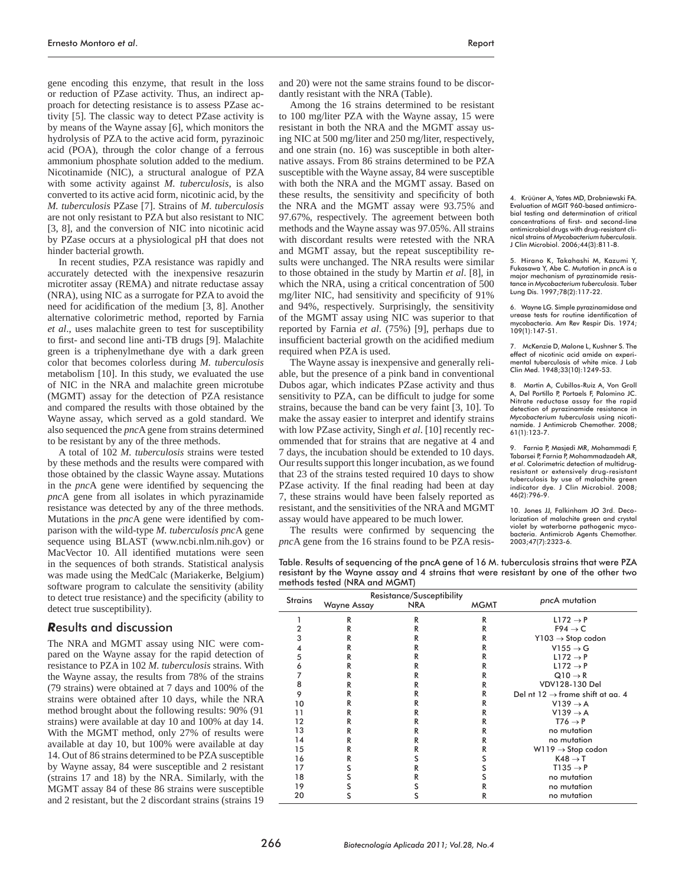gene encoding this enzyme, that result in the loss or reduction of PZase activity. Thus, an indirect approach for detecting resistance is to assess PZase activity [5]. The classic way to detect PZase activity is by means of the Wayne assay [6], which monitors the hydrolysis of PZA to the active acid form, pyrazinoic acid (POA), through the color change of a ferrous ammonium phosphate solution added to the medium. Nicotinamide (NIC), a structural analogue of PZA with some activity against *M. tuberculosis*, is also converted to its active acid form, nicotinic acid, by the *M. tuberculosis* PZase [7]. Strains of *M. tuberculosis* are not only resistant to PZA but also resistant to NIC [3, 8], and the conversion of NIC into nicotinic acid by PZase occurs at a physiological pH that does not hinder bacterial growth.

In recent studies, PZA resistance was rapidly and accurately detected with the inexpensive resazurin microtiter assay (REMA) and nitrate reductase assay (NRA), using NIC as a surrogate for PZA to avoid the need for acidification of the medium [3, 8]. Another alternative colorimetric method, reported by Farnia *et al*., uses malachite green to test for susceptibility to first- and second line anti-TB drugs [9]. Malachite green is a triphenylmethane dye with a dark green color that becomes colorless during *M. tuberculosis* metabolism [10]. In this study, we evaluated the use of NIC in the NRA and malachite green microtube (MGMT) assay for the detection of PZA resistance and compared the results with those obtained by the Wayne assay, which served as a gold standard. We also sequenced the *pnc*A gene from strains determined to be resistant by any of the three methods.

A total of 102 *M. tuberculosis* strains were tested by these methods and the results were compared with those obtained by the classic Wayne assay. Mutations in the *pnc*A gene were identified by sequencing the *pnc*A gene from all isolates in which pyrazinamide resistance was detected by any of the three methods. Mutations in the *pnc*A gene were identified by comparison with the wild-type *M. tuberculosis pnc*A gene sequence using BLAST (www.ncbi.nlm.nih.gov) or MacVector 10. All identified mutations were seen in the sequences of both strands. Statistical analysis was made using the MedCalc (Mariakerke, Belgium) software program to calculate the sensitivity (ability to detect true resistance) and the specificity (ability to detect true susceptibility).

## Results and discussion

The NRA and MGMT assay using NIC were compared on the Wayne assay for the rapid detection of resistance to PZA in 102 *M. tuberculosis* strains. With the Wayne assay, the results from 78% of the strains (79 strains) were obtained at 7 days and 100% of the strains were obtained after 10 days, while the NRA method brought about the following results: 90% (91 strains) were available at day 10 and 100% at day 14. With the MGMT method, only 27% of results were available at day 10, but 100% were available at day 14. Out of 86 strains determined to be PZA susceptible by Wayne assay, 84 were susceptible and 2 resistant (strains 17 and 18) by the NRA. Similarly, with the MGMT assay 84 of these 86 strains were susceptible and 2 resistant, but the 2 discordant strains (strains 19 and 20) were not the same strains found to be discordantly resistant with the NRA (Table).

Among the 16 strains determined to be resistant to 100 mg/liter PZA with the Wayne assay, 15 were resistant in both the NRA and the MGMT assay using NIC at 500 mg/liter and 250 mg/liter, respectively, and one strain (no. 16) was susceptible in both alternative assays. From 86 strains determined to be PZA susceptible with the Wayne assay, 84 were susceptible with both the NRA and the MGMT assay. Based on these results, the sensitivity and specificity of both the NRA and the MGMT assay were 93.75% and 97.67%, respectively. The agreement between both methods and the Wayne assay was 97.05%. All strains with discordant results were retested with the NRA and MGMT assay, but the repeat susceptibility results were unchanged. The NRA results were similar to those obtained in the study by Martin *et al*. [8], in which the NRA, using a critical concentration of 500 mg/liter NIC, had sensitivity and specificity of 91% and 94%, respectively. Surprisingly, the sensitivity of the MGMT assay using NIC was superior to that reported by Farnia *et al*. (75%) [9], perhaps due to insufficient bacterial growth on the acidified medium required when PZA is used.

The Wayne assay is inexpensive and generally reliable, but the presence of a pink band in conventional Dubos agar, which indicates PZase activity and thus sensitivity to PZA, can be difficult to judge for some strains, because the band can be very faint [3, 10]. To make the assay easier to interpret and identify strains with low PZase activity, Singh *et al*. [10] recently recommended that for strains that are negative at 4 and 7 days, the incubation should be extended to 10 days. Our results support this longer incubation, as we found that 23 of the strains tested required 10 days to show PZase activity. If the final reading had been at day 7, these strains would have been falsely reported as resistant, and the sensitivities of the NRA and MGMT assay would have appeared to be much lower.

The results were confirmed by sequencing the *pnc*A gene from the 16 strains found to be PZA resis-

Table. Results of sequencing of the pncA gene of 16 M. tuberculosis strains that were PZA resistant by the Wayne assay and 4 strains that were resistant by one of the other two methods tested (NRA and MGMT)

| Strains | Resistance/Susceptibility | | | *pnc*A mutation |
|---|---|---|---|---|
| | Wayne Assay | NRA | MGMT | |
| 1 | R | R | R | L172 → P |
| 2 | R | R | R | F94 → C |
| 3 | R | R | R | Y103 → Stop codon |
| 4 | R | R | R | V155 → G |
| 5 | R | R | R | L172 → P |
| 6 | R | R | R | L172 → P |
| 7 | R | R | R | Q10 → R |
| 8 | R | R | R | VDV128-130 Del |
| 9 | R | R | R | Del nt 12 → frame shift at aa. 4 |
| 10 | R | R | R | V139 → A |
| 11 | R | R | R | V139 → A |
| 12 | R | R | R | T76 → P |
| 13 | R | R | R | no mutation |
| 14 | R | R | R | no mutation |
| 15 | R | R | R | W119 → Stop codon |
| 16 | R | S | S | K48 → T |
| 17 | S | R | S | T135 → P |
| 18 | S | R | S | no mutation |
| 19 | S | S | R | no mutation |
| 20 | S | S | R | no mutation |

4. Krüüner A, Yates MD, Drobniewski FA. Evaluation of MGIT 960-based antimicrobial testing and determination of critical concentrations of first- and second-line antimicrobial drugs with drug-resistant clinical strains of *Mycobacterium tuberculosis*. J Clin Microbiol. 2006;44(3):811-8.

5. Hirano K, Takahashi M, Kazumi Y, Fukasawa Y, Abe C. Mutation in *pnc*A is a major mechanism of pyrazinamide resistance in *Mycobacterium tuberculosis*. Tuber Lung Dis. 1997;78(2):117-22.

6. Wayne LG. Simple pyrazinamidase and urease tests for routine identification of mycobacteria. Am Rev Respir Dis. 1974; 109(1):147-51.

7. McKenzie D, Malone L, Kushner S. The effect of nicotinic acid amide on experimental tuberculosis of white mice. J Lab Clin Med. 1948;33(10):1249-53.

8. Martin A, Cubillos-Ruiz A, Von Groll A, Del Portillo P, Portaels F, Palomino JC. Nitrate reductase assay for the rapid detection of pyrazinamide resistance in *Mycobacterium tuberculosis* using nicotinamide. J Antimicrob Chemother. 2008; 61(1):123-7.

9. Farnia P, Masjedi MR, Mohammadi F, Tabarsei P, Farnia P, Mohammadzadeh AR, *et al*. Colorimetric detection of multidrug-resistant or extensively drug-resistant tuberculosis by use of malachite green indicator dye. J Clin Microbiol. 2008; 46(2):796-9.

10. Jones JJ, Falkinham JO 3rd. Decolorization of malachite green and crystal violet by waterborne pathogenic mycobacteria. Antimicrob Agents Chemother. 2003;47(7):2323-6.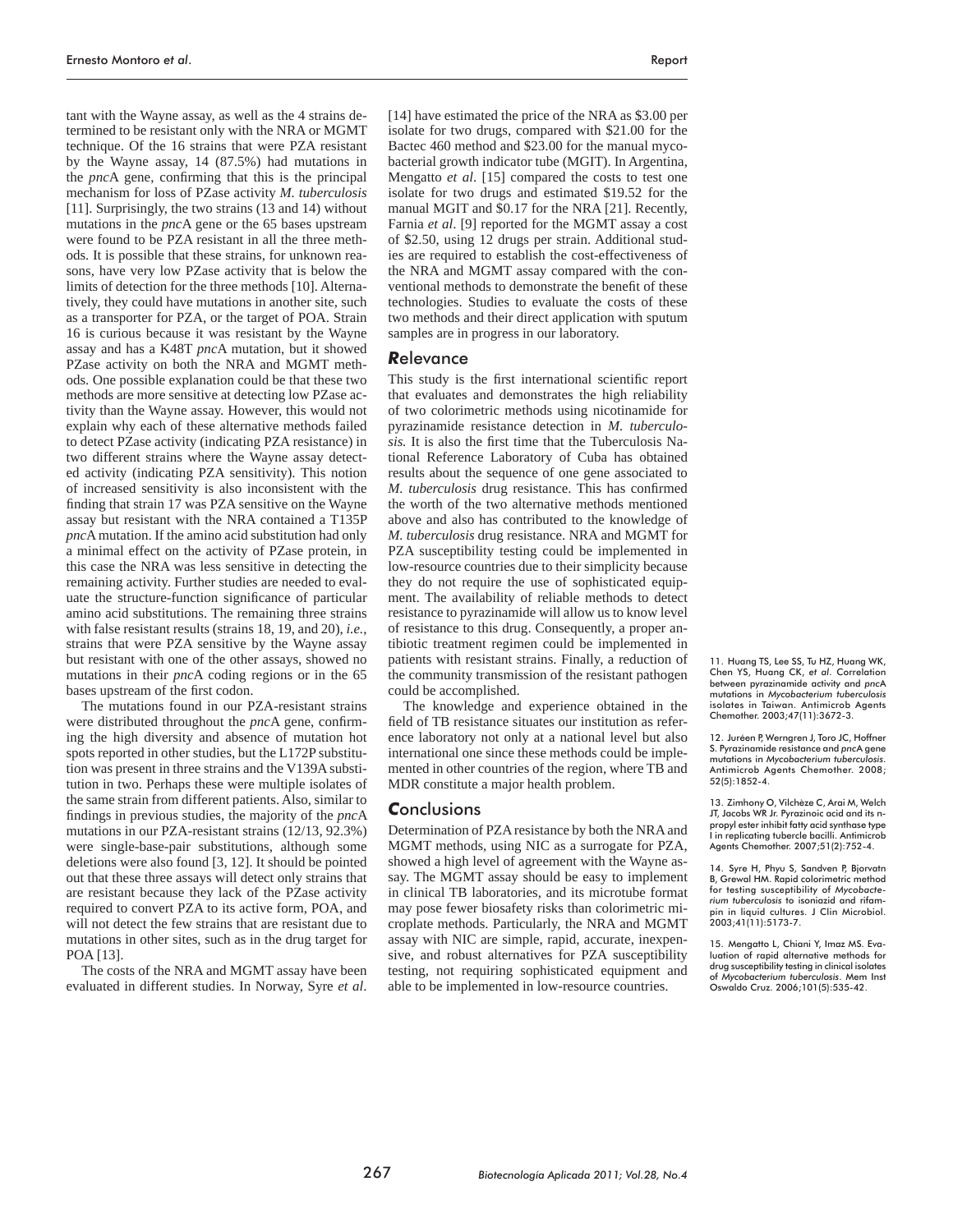tant with the Wayne assay, as well as the 4 strains determined to be resistant only with the NRA or MGMT technique. Of the 16 strains that were PZA resistant by the Wayne assay, 14 (87.5%) had mutations in the *pnc*A gene, confirming that this is the principal mechanism for loss of PZase activity *M. tuberculosis* [11]. Surprisingly, the two strains (13 and 14) without mutations in the *pnc*A gene or the 65 bases upstream were found to be PZA resistant in all the three methods. It is possible that these strains, for unknown reasons, have very low PZase activity that is below the limits of detection for the three methods [10]. Alternatively, they could have mutations in another site, such as a transporter for PZA, or the target of POA. Strain 16 is curious because it was resistant by the Wayne assay and has a K48T *pnc*A mutation, but it showed PZase activity on both the NRA and MGMT methods. One possible explanation could be that these two methods are more sensitive at detecting low PZase activity than the Wayne assay. However, this would not explain why each of these alternative methods failed to detect PZase activity (indicating PZA resistance) in two different strains where the Wayne assay detected activity (indicating PZA sensitivity). This notion of increased sensitivity is also inconsistent with the finding that strain 17 was PZA sensitive on the Wayne assay but resistant with the NRA contained a T135P *pnc*A mutation. If the amino acid substitution had only a minimal effect on the activity of PZase protein, in this case the NRA was less sensitive in detecting the remaining activity. Further studies are needed to evaluate the structure-function significance of particular amino acid substitutions. The remaining three strains with false resistant results (strains 18, 19, and 20), *i.e.*, strains that were PZA sensitive by the Wayne assay but resistant with one of the other assays, showed no mutations in their *pnc*A coding regions or in the 65 bases upstream of the first codon.

The mutations found in our PZA-resistant strains were distributed throughout the *pnc*A gene, confirming the high diversity and absence of mutation hot spots reported in other studies, but the L172P substitution was present in three strains and the V139A substitution in two. Perhaps these were multiple isolates of the same strain from different patients. Also, similar to findings in previous studies, the majority of the *pnc*A mutations in our PZA-resistant strains (12/13, 92.3%) were single-base-pair substitutions, although some deletions were also found [3, 12]. It should be pointed out that these three assays will detect only strains that are resistant because they lack of the PZase activity required to convert PZA to its active form, POA, and will not detect the few strains that are resistant due to mutations in other sites, such as in the drug target for POA [13].

The costs of the NRA and MGMT assay have been evaluated in different studies. In Norway, Syre *et al*. [14] have estimated the price of the NRA as \$3.00 per isolate for two drugs, compared with \$21.00 for the Bactec 460 method and \$23.00 for the manual mycobacterial growth indicator tube (MGIT). In Argentina, Mengatto *et al*. [15] compared the costs to test one isolate for two drugs and estimated \$19.52 for the manual MGIT and \$0.17 for the NRA [21]. Recently, Farnia *et al*. [9] reported for the MGMT assay a cost of \$2.50, using 12 drugs per strain. Additional studies are required to establish the cost-effectiveness of the NRA and MGMT assay compared with the conventional methods to demonstrate the benefit of these technologies. Studies to evaluate the costs of these two methods and their direct application with sputum samples are in progress in our laboratory.

## Relevance

This study is the first international scientific report that evaluates and demonstrates the high reliability of two colorimetric methods using nicotinamide for pyrazinamide resistance detection in *M. tuberculosis.* It is also the first time that the Tuberculosis National Reference Laboratory of Cuba has obtained results about the sequence of one gene associated to *M. tuberculosis* drug resistance. This has confirmed the worth of the two alternative methods mentioned above and also has contributed to the knowledge of *M. tuberculosis* drug resistance. NRA and MGMT for PZA susceptibility testing could be implemented in low-resource countries due to their simplicity because they do not require the use of sophisticated equipment. The availability of reliable methods to detect resistance to pyrazinamide will allow us to know level of resistance to this drug. Consequently, a proper antibiotic treatment regimen could be implemented in patients with resistant strains. Finally, a reduction of the community transmission of the resistant pathogen could be accomplished.

The knowledge and experience obtained in the field of TB resistance situates our institution as reference laboratory not only at a national level but also international one since these methods could be implemented in other countries of the region, where TB and MDR constitute a major health problem.

## Conclusions

Determination of PZA resistance by both the NRA and MGMT methods, using NIC as a surrogate for PZA, showed a high level of agreement with the Wayne assay. The MGMT assay should be easy to implement in clinical TB laboratories, and its microtube format may pose fewer biosafety risks than colorimetric microplate methods. Particularly, the NRA and MGMT assay with NIC are simple, rapid, accurate, inexpensive, and robust alternatives for PZA susceptibility testing, not requiring sophisticated equipment and able to be implemented in low-resource countries.

11. Huang TS, Lee SS, Tu HZ, Huang WK, Chen YS, Huang CK, *et al*. Correlation between pyrazinamide activity and *pnc*A mutations in *Mycobacterium tuberculosis* isolates in Taiwan. Antimicrob Agents Chemother. 2003;47(11):3672-3.

12. Juréen P, Werngren J, Toro JC, Hoffner S. Pyrazinamide resistance and *pnc*A gene mutations in *Mycobacterium tuberculosis*. Antimicrob Agents Chemother. 2008; 52(5):1852-4.

13. Zimhony O, Vilchèze C, Arai M, Welch JT, Jacobs WR Jr. Pyrazinoic acid and its n-propyl ester inhibit fatty acid synthase type I in replicating tubercle bacilli. Antimicrob Agents Chemother. 2007;51(2):752-4.

14. Syre H, Phyu S, Sandven P, Bjorvatn B, Grewal HM. Rapid colorimetric method for testing susceptibility of *Mycobacterium tuberculosis* to isoniazid and rifampin in liquid cultures. J Clin Microbiol. 2003;41(11):5173-7.

15. Mengatto L, Chiani Y, Imaz MS. Evaluation of rapid alternative methods for drug susceptibility testing in clinical isolates of *Mycobacterium tuberculosis*. Mem Inst Oswaldo Cruz. 2006;101(5):535-42.